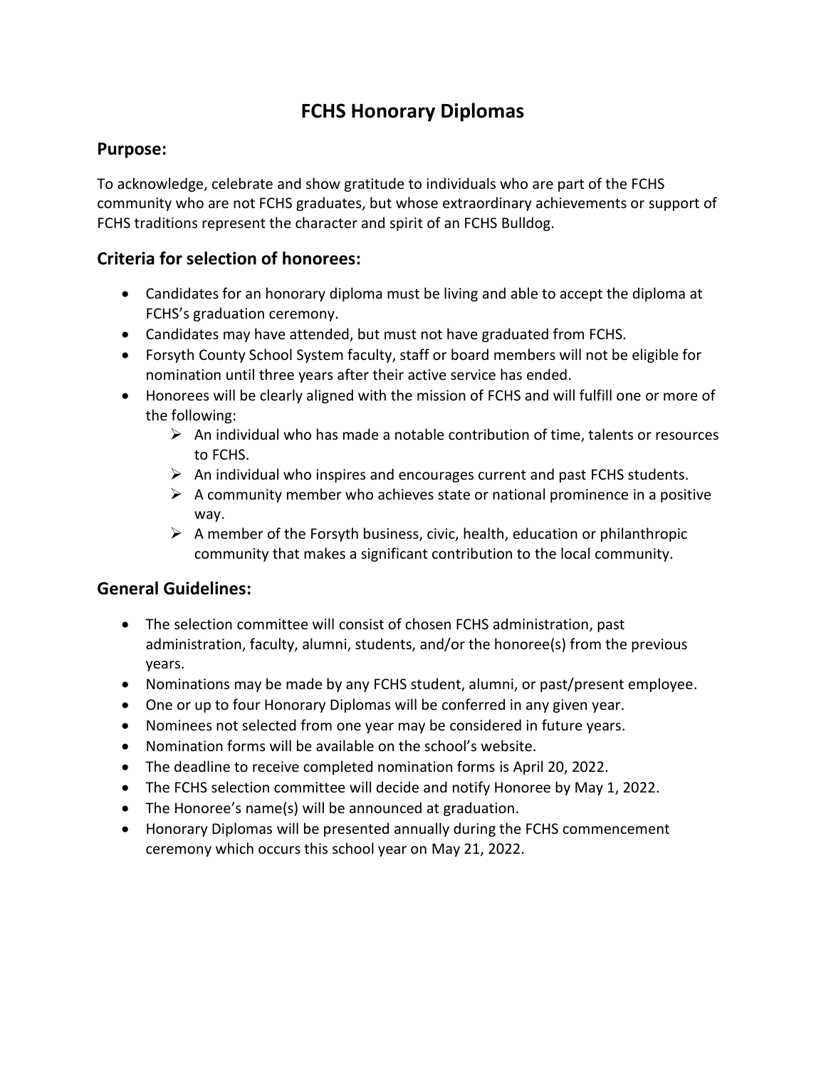# FCHS Honorary Diplomas

## Purpose:

To acknowledge, celebrate and show gratitude to individuals who are part of the FCHS community who are not FCHS graduates, but whose extraordinary achievements or support of FCHS traditions represent the character and spirit of an FCHS Bulldog.

## Criteria for selection of honorees:

- Candidates for an honorary diploma must be living and able to accept the diploma at FCHS's graduation ceremony.
- Candidates may have attended, but must not have graduated from FCHS.
- Forsyth County School System faculty, staff or board members will not be eligible for nomination until three years after their active service has ended.
- Honorees will be clearly aligned with the mission of FCHS and will fulfill one or more of the following:
  - An individual who has made a notable contribution of time, talents or resources to FCHS.
  - An individual who inspires and encourages current and past FCHS students.
  - A community member who achieves state or national prominence in a positive way.
  - A member of the Forsyth business, civic, health, education or philanthropic community that makes a significant contribution to the local community.

## General Guidelines:

- The selection committee will consist of chosen FCHS administration, past administration, faculty, alumni, students, and/or the honoree(s) from the previous years.
- Nominations may be made by any FCHS student, alumni, or past/present employee.
- One or up to four Honorary Diplomas will be conferred in any given year.
- Nominees not selected from one year may be considered in future years.
- Nomination forms will be available on the school's website.
- The deadline to receive completed nomination forms is April 20, 2022.
- The FCHS selection committee will decide and notify Honoree by May 1, 2022.
- The Honoree's name(s) will be announced at graduation.
- Honorary Diplomas will be presented annually during the FCHS commencement ceremony which occurs this school year on May 21, 2022.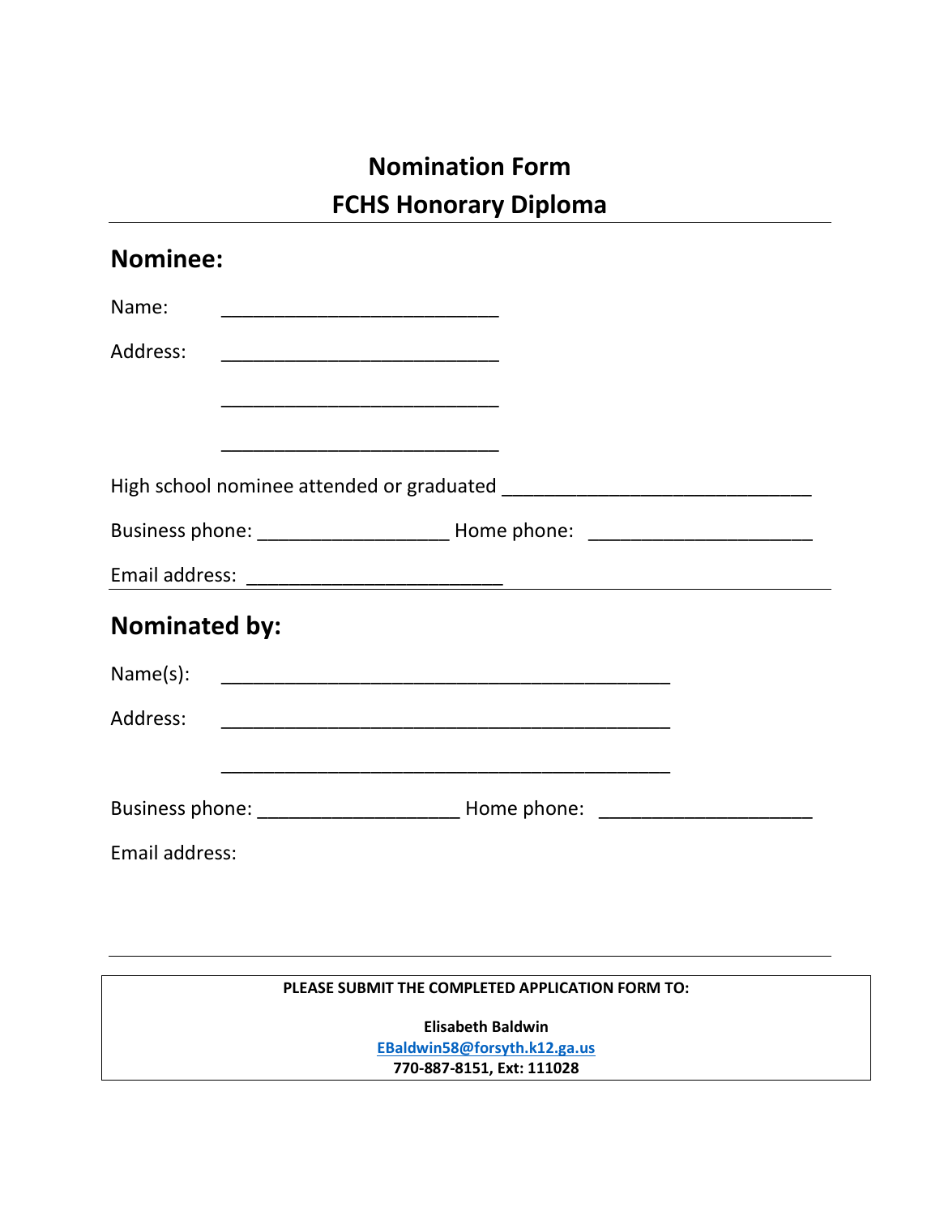# Nomination Form
# FCHS Honorary Diploma

---

## Nominee:

Name: ___________________________

Address: ___________________________

___________________________

___________________________

High school nominee attended or graduated ______________________________

Business phone: __________________ Home phone: ______________________

Email address: _________________________

---

## Nominated by:

Name(s): ____________________________________________

Address: ____________________________________________

____________________________________________

Business phone: ____________________ Home phone: _____________________

Email address:

---

**PLEASE SUBMIT THE COMPLETED APPLICATION FORM TO:**

**Elisabeth Baldwin**
**EBaldwin58@forsyth.k12.ga.us**
**770-887-8151, Ext: 111028**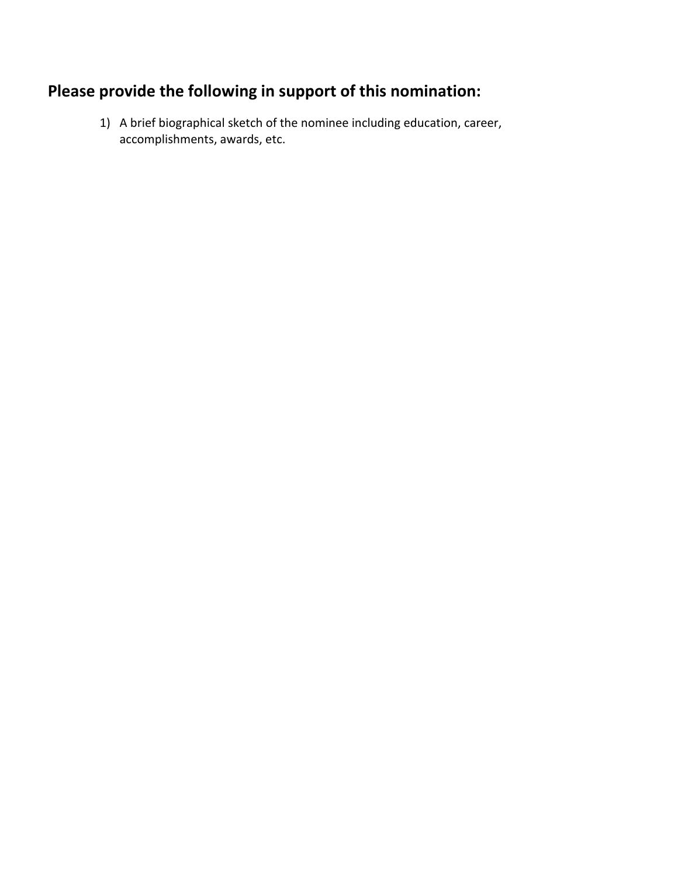## Please provide the following in support of this nomination:

1) A brief biographical sketch of the nominee including education, career, accomplishments, awards, etc.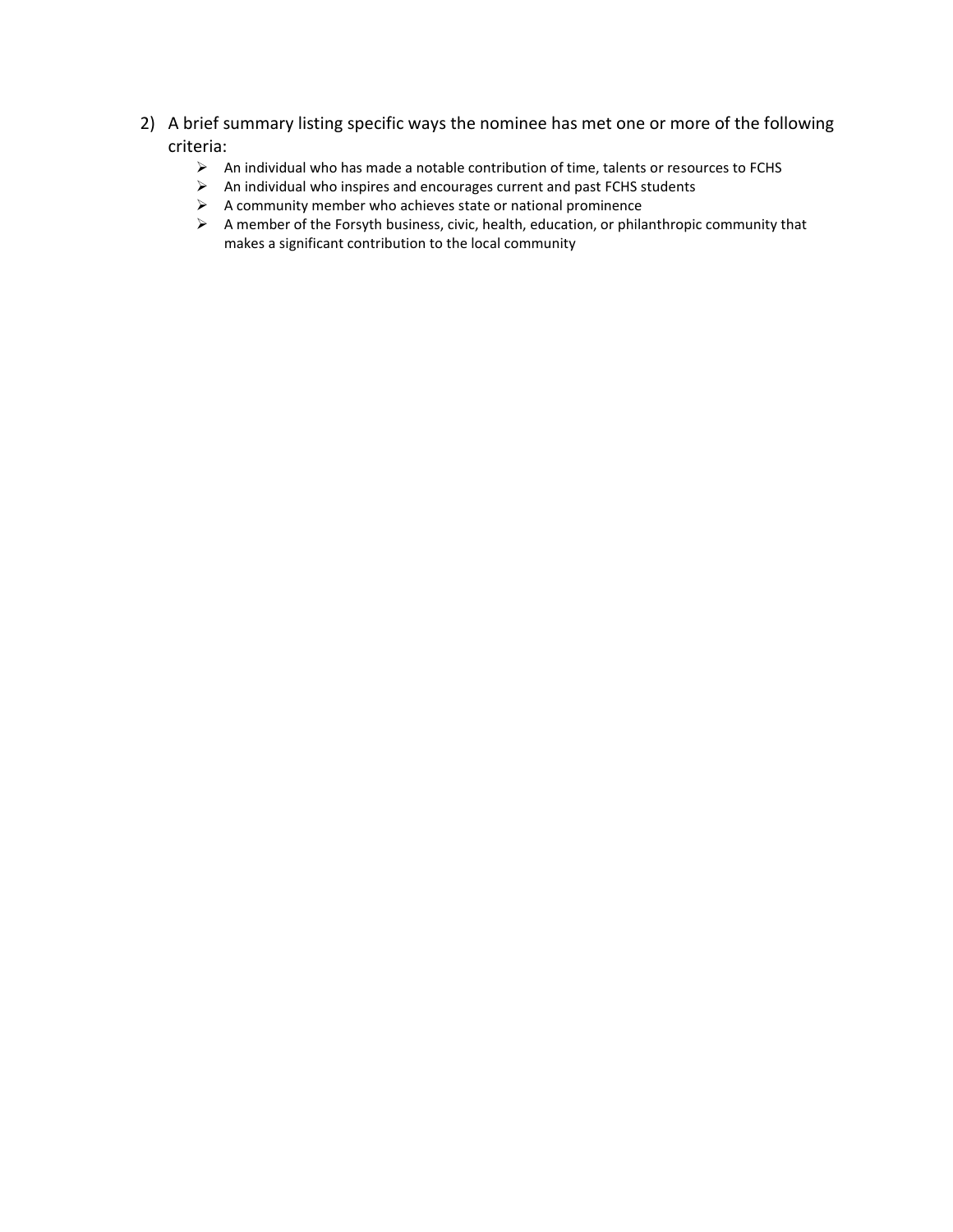2) A brief summary listing specific ways the nominee has met one or more of the following criteria:
    - An individual who has made a notable contribution of time, talents or resources to FCHS
    - An individual who inspires and encourages current and past FCHS students
    - A community member who achieves state or national prominence
    - A member of the Forsyth business, civic, health, education, or philanthropic community that makes a significant contribution to the local community